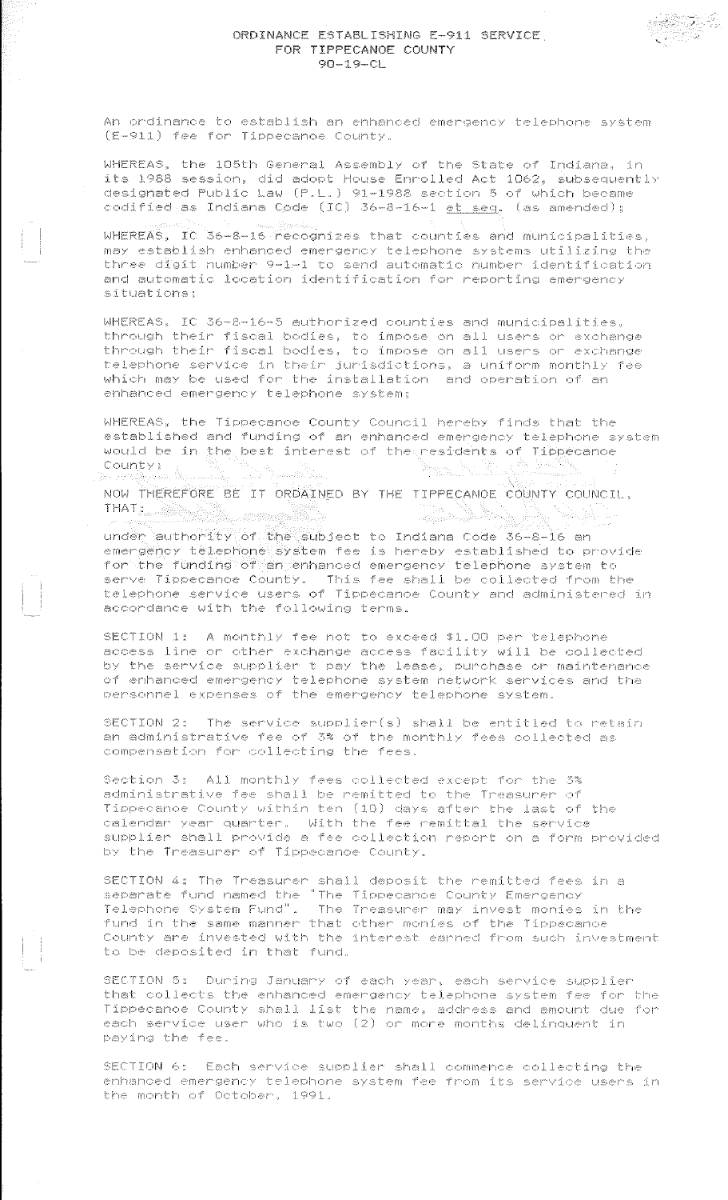# ORDINANCE ESTABLISHING E-911 SERVICE FOR TIPPECANOE COUNTY
## 90-19-CL

An ordinance to establish an enhanced emergency telephone system (E-911) fee for Tippecanoe County.

WHEREAS, the 105th General Assembly of the State of Indiana, in its 1988 session, did adopt House Enrolled Act 1062, subsequently designated Public Law (P.L.) 91-1988 section 5 of which became codified as Indiana Code (IC) 36-8-16-1 *et seq.* (as amended);

WHEREAS, IC 36-8-16 recognizes that counties and municipalities, may establish enhanced emergency telephone systems utilizing the three digit number 9-1-1 to send automatic number identification and automatic location identification for reporting emergency situations;

WHEREAS, IC 36-8-16-5 authorized counties and municipalities, through their fiscal bodies, to impose on all users or exchange through their fiscal bodies, to impose on all users or exchange telephone service in their jurisdictions, a uniform monthly fee which may be used for the installation and operation of an enhanced emergency telephone system;

WHEREAS, the Tippecanoe County Council hereby finds that the established and funding of an enhanced emergency telephone system would be in the best interest of the residents of Tippecanoe County;

NOW THEREFORE BE IT ORDAINED BY THE TIPPECANOE COUNTY COUNCIL, THAT:

under authority of the subject to Indiana Code 36-8-16 an emergency telephone system fee is hereby established to provide for the funding of an enhanced emergency telephone system to serve Tippecanoe County. This fee shall be collected from the telephone service users of Tippecanoe County and administered in accordance with the following terms.

SECTION 1: A monthly fee not to exceed $1.00 per telephone access line or other exchange access facility will be collected by the service supplier t pay the lease, purchase or maintenance of enhanced emergency telephone system network services and the personnel expenses of the emergency telephone system.

SECTION 2: The service supplier(s) shall be entitled to retain an administrative fee of 3% of the monthly fees collected as compensation for collecting the fees.

Section 3: All monthly fees collected except for the 3% administrative fee shall be remitted to the Treasurer of Tippecanoe County within ten (10) days after the last of the calendar year quarter. With the fee remittal the service supplier shall provide a fee collection report on a form provided by the Treasurer of Tippecanoe County.

SECTION 4: The Treasurer shall deposit the remitted fees in a separate fund named the "The Tippecanoe County Emergency Telephone System Fund". The Treasurer may invest monies in the fund in the same manner that other monies of the Tippecanoe County are invested with the interest earned from such investment to be deposited in that fund.

SECTION 5: During January of each year, each service supplier that collects the enhanced emergency telephone system fee for the Tippecanoe County shall list the name, address and amount due for each service user who is two (2) or more months delinquent in paying the fee.

SECTION 6: Each service supplier shall commence collecting the enhanced emergency telephone system fee from its service users in the month of October, 1991.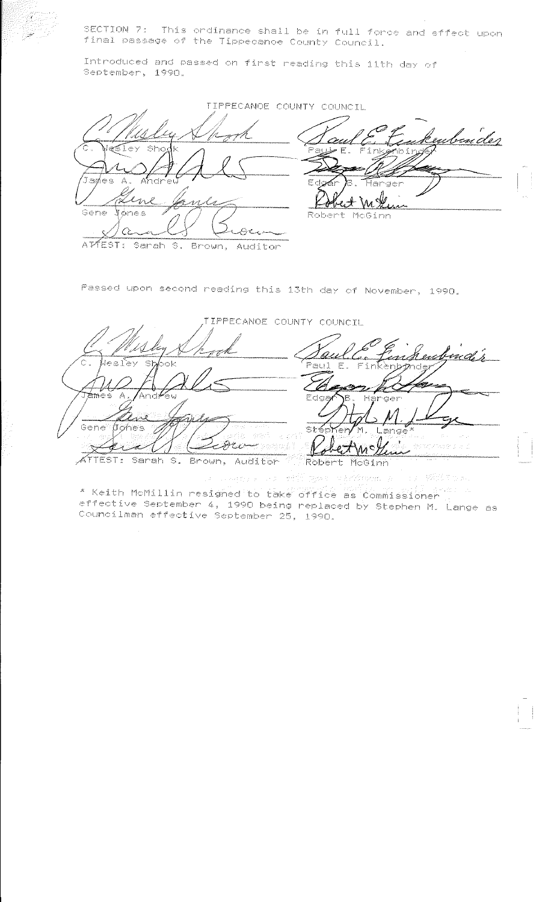SECTION 7: This ordinance shall be in full force and effect upon final passage of the Tippecanoe County Council.

Introduced and passed on first reading this 11th day of September, 1990.

TIPPECANOE COUNTY COUNCIL

| | |
|---|---|
| C. Wesley Shook | Paul E. Finkenbinder |
| James A. Andrew | Edgar B. Harger |
| Gene Jones | Robert McGinn |

ATTEST: Sarah S. Brown, Auditor

Passed upon second reading this 13th day of November, 1990.

TIPPECANOE COUNTY COUNCIL

| | |
|---|---|
| C. Wesley Shook | Paul E. Finkenbinder |
| James A. Andrew | Edgar B. Harger |
| Gene Jones | Stephen M. Lange* |
| | Robert McGinn |

ATTEST: Sarah S. Brown, Auditor

* Keith McMillin resigned to take office as Commissioner effective September 4, 1990 being replaced by Stephen M. Lange as Councilman effective September 25, 1990.